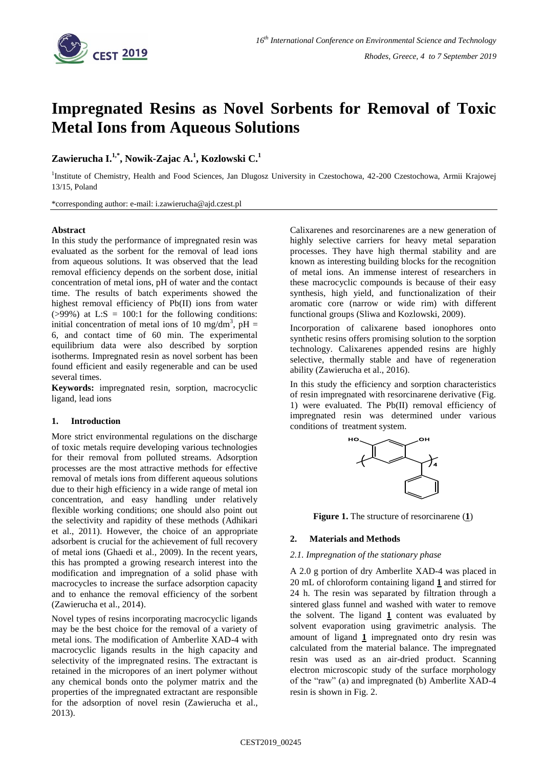# Impregnated Resins as Novel Sorbents for Removal of Toxic Metal Ions from Aqueous Solutions

**Zawierucha I.[1,*], Nowik-Zajac A.[1], Kozlowski C.[1]**

[1]Institute of Chemistry, Health and Food Sciences, Jan Dlugosz University in Czestochowa, 42-200 Czestochowa, Armii Krajowej 13/15, Poland

*corresponding author: e-mail: i.zawierucha@ajd.czest.pl

## Abstract

In this study the performance of impregnated resin was evaluated as the sorbent for the removal of lead ions from aqueous solutions. It was observed that the lead removal efficiency depends on the sorbent dose, initial concentration of metal ions, pH of water and the contact time. The results of batch experiments showed the highest removal efficiency of Pb(II) ions from water (>99%) at L:S = 100:1 for the following conditions: initial concentration of metal ions of 10 mg/dm$^3$, pH = 6, and contact time of 60 min. The experimental equilibrium data were also described by sorption isotherms. Impregnated resin as novel sorbent has been found efficient and easily regenerable and can be used several times.

**Keywords:** impregnated resin, sorption, macrocyclic ligand, lead ions

## 1. Introduction

More strict environmental regulations on the discharge of toxic metals require developing various technologies for their removal from polluted streams. Adsorption processes are the most attractive methods for effective removal of metals ions from different aqueous solutions due to their high efficiency in a wide range of metal ion concentration, and easy handling under relatively flexible working conditions; one should also point out the selectivity and rapidity of these methods (Adhikari et al., 2011). However, the choice of an appropriate adsorbent is crucial for the achievement of full recovery of metal ions (Ghaedi et al., 2009). In the recent years, this has prompted a growing research interest into the modification and impregnation of a solid phase with macrocycles to increase the surface adsorption capacity and to enhance the removal efficiency of the sorbent (Zawierucha et al., 2014).

Novel types of resins incorporating macrocyclic ligands may be the best choice for the removal of a variety of metal ions. The modification of Amberlite XAD-4 with macrocyclic ligands results in the high capacity and selectivity of the impregnated resins. The extractant is retained in the micropores of an inert polymer without any chemical bonds onto the polymer matrix and the properties of the impregnated extractant are responsible for the adsorption of novel resin (Zawierucha et al., 2013).

Calixarenes and resorcinarenes are a new generation of highly selective carriers for heavy metal separation processes. They have high thermal stability and are known as interesting building blocks for the recognition of metal ions. An immense interest of researchers in these macrocyclic compounds is because of their easy synthesis, high yield, and functionalization of their aromatic core (narrow or wide rim) with different functional groups (Sliwa and Kozlowski, 2009).

Incorporation of calixarene based ionophores onto synthetic resins offers promising solution to the sorption technology. Calixarenes appended resins are highly selective, thermally stable and have of regeneration ability (Zawierucha et al., 2016).

In this study the efficiency and sorption characteristics of resin impregnated with resorcinarene derivative (Fig. 1) were evaluated. The Pb(II) removal efficiency of impregnated resin was determined under various conditions of treatment system.

**Figure 1.** The structure of resorcinarene (**1**)

## 2. Materials and Methods

### *2.1. Impregnation of the stationary phase*

A 2.0 g portion of dry Amberlite XAD-4 was placed in 20 mL of chloroform containing ligand **1** and stirred for 24 h. The resin was separated by filtration through a sintered glass funnel and washed with water to remove the solvent. The ligand **1** content was evaluated by solvent evaporation using gravimetric analysis. The amount of ligand **1** impregnated onto dry resin was calculated from the material balance. The impregnated resin was used as an air-dried product. Scanning electron microscopic study of the surface morphology of the "raw" (a) and impregnated (b) Amberlite XAD-4 resin is shown in Fig. 2.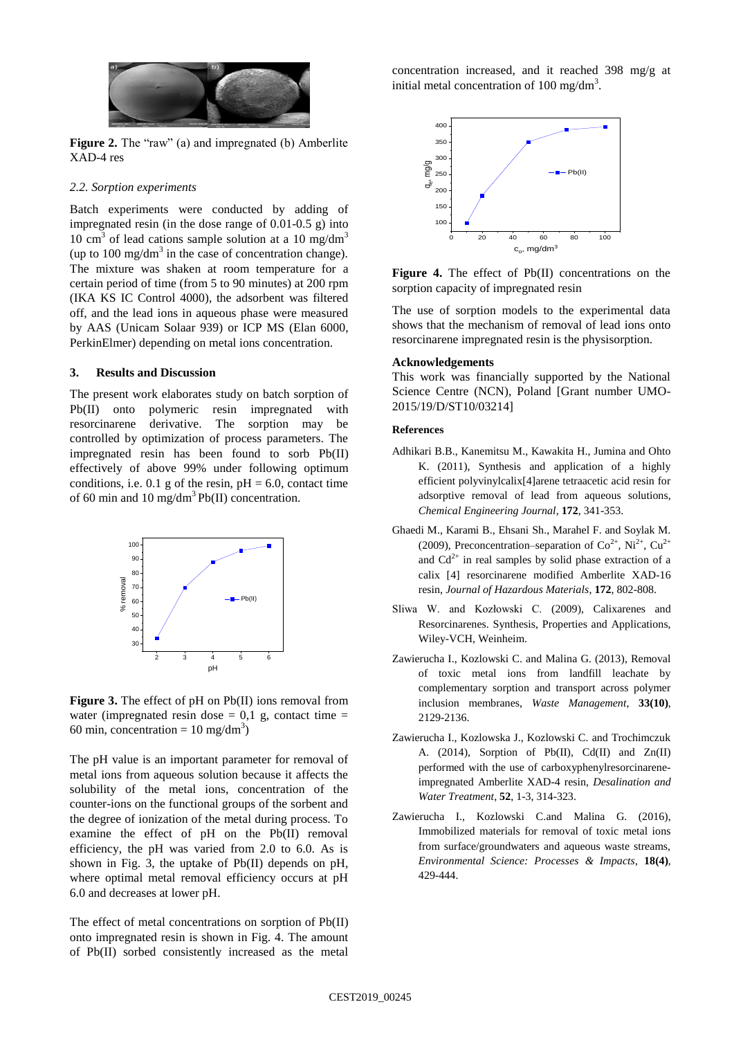Figure 2. The "raw" (a) and impregnated (b) Amberlite XAD-4 res

### 2.2. Sorption experiments

Batch experiments were conducted by adding of impregnated resin (in the dose range of 0.01-0.5 g) into 10 $cm^3$ of lead cations sample solution at a 10 $mg/dm^3$ (up to 100 $mg/dm^3$ in the case of concentration change). The mixture was shaken at room temperature for a certain period of time (from 5 to 90 minutes) at 200 rpm (IKA KS IC Control 4000), the adsorbent was filtered off, and the lead ions in aqueous phase were measured by AAS (Unicam Solaar 939) or ICP MS (Elan 6000, PerkinElmer) depending on metal ions concentration.

## 3. Results and Discussion

The present work elaborates study on batch sorption of Pb(II) onto polymeric resin impregnated with resorcinarene derivative. The sorption may be controlled by optimization of process parameters. The impregnated resin has been found to sorb Pb(II) effectively of above 99% under following optimum conditions, i.e. 0.1 g of the resin, pH = 6.0, contact time of 60 min and 10 $mg/dm^3$ Pb(II) concentration.

% removal
pH
Pb(II)
100
90
80
70
60
50
40
30
2
3
4
5
6

**Figure 3.** The effect of pH on Pb(II) ions removal from water (impregnated resin dose = 0,1 g, contact time = 60 min, concentration = 10 $mg/dm^3$)

The pH value is an important parameter for removal of metal ions from aqueous solution because it affects the solubility of the metal ions, concentration of the counter-ions on the functional groups of the sorbent and the degree of ionization of the metal during process. To examine the effect of pH on the Pb(II) removal efficiency, the pH was varied from 2.0 to 6.0. As is shown in Fig. 3, the uptake of Pb(II) depends on pH, where optimal metal removal efficiency occurs at pH 6.0 and decreases at lower pH.

The effect of metal concentrations on sorption of Pb(II) onto impregnated resin is shown in Fig. 4. The amount of Pb(II) sorbed consistently increased as the metal concentration increased, and it reached 398 mg/g at initial metal concentration of 100 $mg/dm^3$.

$q_e$, mg/g
$c_o$, mg/dm$^3$
Pb(II)
400
350
300
250
200
150
100
0
20
40
60
80
100

**Figure 4.** The effect of Pb(II) concentrations on the sorption capacity of impregnated resin

The use of sorption models to the experimental data shows that the mechanism of removal of lead ions onto resorcinarene impregnated resin is the physisorption.

### Acknowledgements

This work was financially supported by the National Science Centre (NCN), Poland [Grant number UMO-2015/19/D/ST10/03214]

### References

Adhikari B.B., Kanemitsu M., Kawakita H., Jumina and Ohto K. (2011), Synthesis and application of a highly efficient polyvinylcalix[4]arene tetraacetic acid resin for adsorptive removal of lead from aqueous solutions, *Chemical Engineering Journal*, **172**, 341-353.

Ghaedi M., Karami B., Ehsani Sh., Marahel F. and Soylak M. (2009), Preconcentration–separation of $Co^{2+}$, $Ni^{2+}$, $Cu^{2+}$ and $Cd^{2+}$ in real samples by solid phase extraction of a calix [4] resorcinarene modified Amberlite XAD-16 resin, *Journal of Hazardous Materials*, **172**, 802-808.

Sliwa W. and Kozłowski C. (2009), Calixarenes and Resorcinarenes. Synthesis, Properties and Applications, Wiley-VCH, Weinheim.

Zawierucha I., Kozlowski C. and Malina G. (2013), Removal of toxic metal ions from landfill leachate by complementary sorption and transport across polymer inclusion membranes, *Waste Management*, **33(10)**, 2129-2136.

Zawierucha I., Kozlowska J., Kozlowski C. and Trochimczuk A. (2014), Sorption of Pb(II), Cd(II) and Zn(II) performed with the use of carboxyphenylresorcinarene-impregnated Amberlite XAD-4 resin, *Desalination and Water Treatment*, **52**, 1-3, 314-323.

Zawierucha I., Kozlowski C.and Malina G. (2016), Immobilized materials for removal of toxic metal ions from surface/groundwaters and aqueous waste streams, *Environmental Science: Processes & Impacts*, **18(4)**, 429-444.